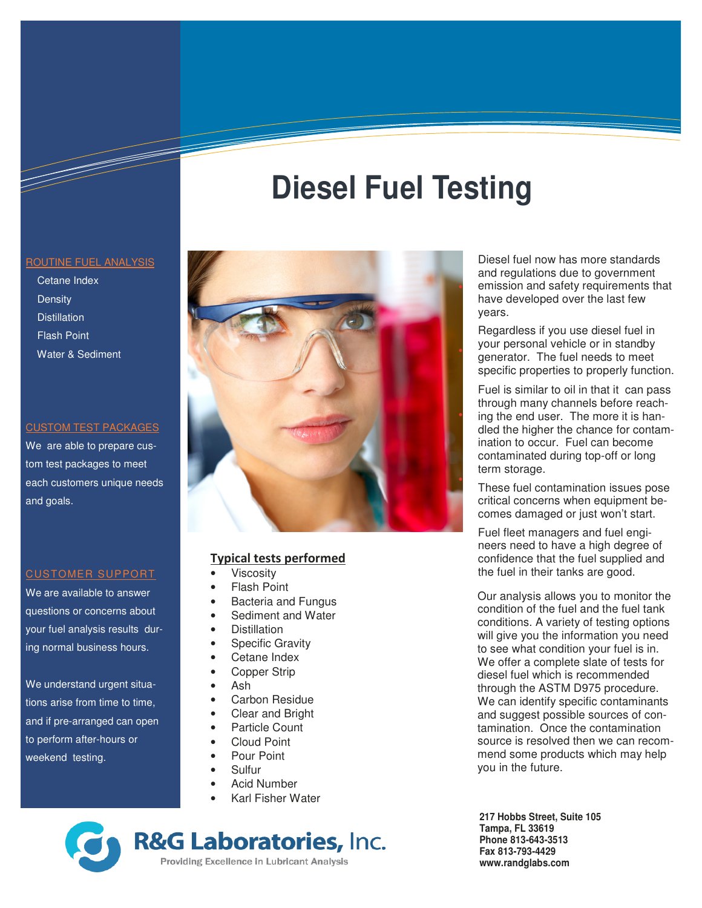# Diesel Fuel Testing

## ROUTINE FUEL ANALYSIS

- Cetane Index
- Density
- Distillation
- Flash Point
- Water & Sediment

## CUSTOM TEST PACKAGES

We are able to prepare custom test packages to meet each customers unique needs and goals.

## CUSTOMER SUPPORT

We are available to answer questions or concerns about your fuel analysis results during normal business hours.

We understand urgent situations arise from time to time, and if pre-arranged can open to perform after-hours or weekend testing.

## Typical tests performed

- Viscosity
- Flash Point
- Bacteria and Fungus
- Sediment and Water
- Distillation
- Specific Gravity
- Cetane Index
- Copper Strip
- Ash
- Carbon Residue
- Clear and Bright
- Particle Count
- Cloud Point
- Pour Point
- Sulfur
- Acid Number
- Karl Fisher Water

Diesel fuel now has more standards and regulations due to government emission and safety requirements that have developed over the last few years.

Regardless if you use diesel fuel in your personal vehicle or in standby generator. The fuel needs to meet specific properties to properly function.

Fuel is similar to oil in that it can pass through many channels before reaching the end user. The more it is handled the higher the chance for contamination to occur. Fuel can become contaminated during top-off or long term storage.

These fuel contamination issues pose critical concerns when equipment becomes damaged or just won't start.

Fuel fleet managers and fuel engineers need to have a high degree of confidence that the fuel supplied and the fuel in their tanks are good.

Our analysis allows you to monitor the condition of the fuel and the fuel tank conditions. A variety of testing options will give you the information you need to see what condition your fuel is in. We offer a complete slate of tests for diesel fuel which is recommended through the ASTM D975 procedure. We can identify specific contaminants and suggest possible sources of contamination. Once the contamination source is resolved then we can recommend some products which may help you in the future.

**R&G Laboratories, Inc.**
Providing Excellence in Lubricant Analysis

**217 Hobbs Street, Suite 105**
**Tampa, FL 33619**
**Phone 813-643-3513**
**Fax 813-793-4429**
**www.randglabs.com**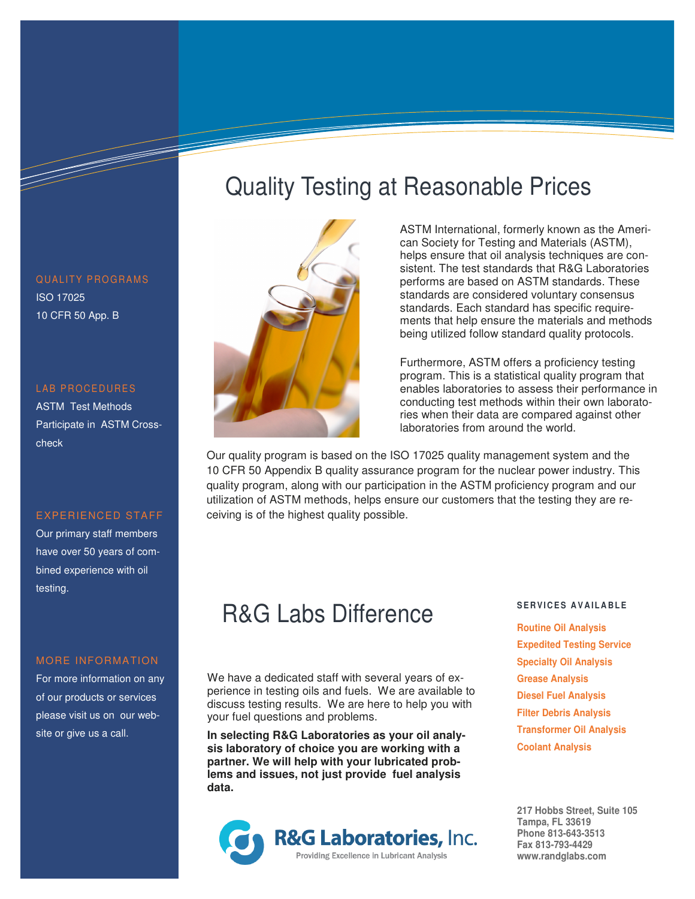QUALITY PROGRAMS

ISO 17025

10 CFR 50 App. B

LAB PROCEDURES

ASTM Test Methods

Participate in ASTM Cross-check

EXPERIENCED STAFF

Our primary staff members have over 50 years of combined experience with oil testing.

MORE INFORMATION

For more information on any of our products or services please visit us on our website or give us a call.

# Quality Testing at Reasonable Prices

ASTM International, formerly known as the American Society for Testing and Materials (ASTM), helps ensure that oil analysis techniques are consistent. The test standards that R&G Laboratories performs are based on ASTM standards. These standards are considered voluntary consensus standards. Each standard has specific requirements that help ensure the materials and methods being utilized follow standard quality protocols.

Furthermore, ASTM offers a proficiency testing program. This is a statistical quality program that enables laboratories to assess their performance in conducting test methods within their own laboratories when their data are compared against other laboratories from around the world.

Our quality program is based on the ISO 17025 quality management system and the 10 CFR 50 Appendix B quality assurance program for the nuclear power industry. This quality program, along with our participation in the ASTM proficiency program and our utilization of ASTM methods, helps ensure our customers that the testing they are receiving is of the highest quality possible.

# R&G Labs Difference

We have a dedicated staff with several years of experience in testing oils and fuels. We are available to discuss testing results. We are here to help you with your fuel questions and problems.

**In selecting R&G Laboratories as your oil analysis laboratory of choice you are working with a partner. We will help with your lubricated problems and issues, not just provide fuel analysis data.**

R&G Laboratories, Inc.

Providing Excellence in Lubricant Analysis

SERVICES AVAILABLE

- Routine Oil Analysis
- Expedited Testing Service
- Specialty Oil Analysis
- Grease Analysis
- Diesel Fuel Analysis
- Filter Debris Analysis
- Transformer Oil Analysis
- Coolant Analysis

217 Hobbs Street, Suite 105
Tampa, FL 33619
Phone 813-643-3513
Fax 813-793-4429
www.randglabs.com